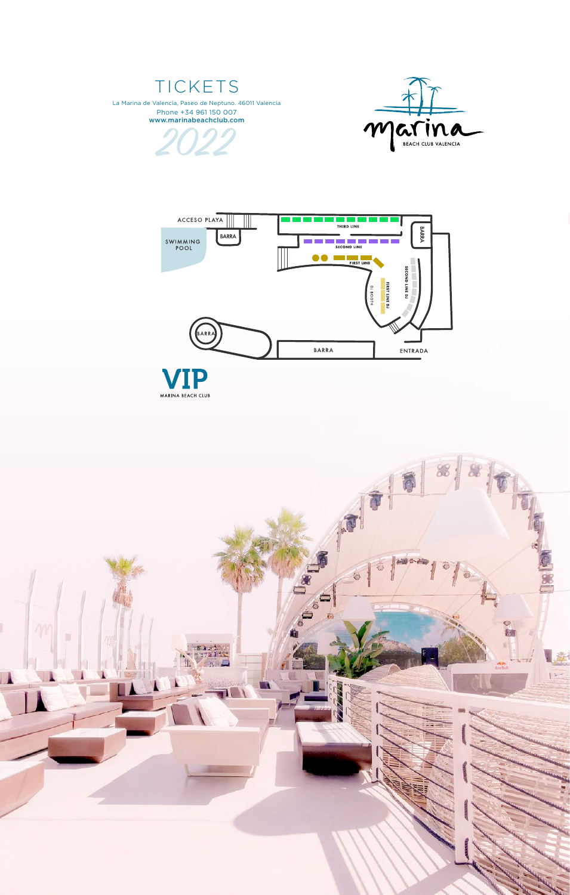# TICKETS

La Marina de Valencia, Paseo de Neptuno. 46011 Valencia
Phone +34 961 150 007
**www.marinabeachclub.com**

*2022*

marina
BEACH CLUB VALENCIA

ACCESO PLAYA

SWIMMING POOL

BARRA

THIRD LINE

SECOND LINE

FIRST LINE

BARRA

DJ BOOTH

FIRST LINE DJ

SECOND LINE DJ

BARRA

BARRA

ENTRADA

# VIP

MARINA BEACH CLUB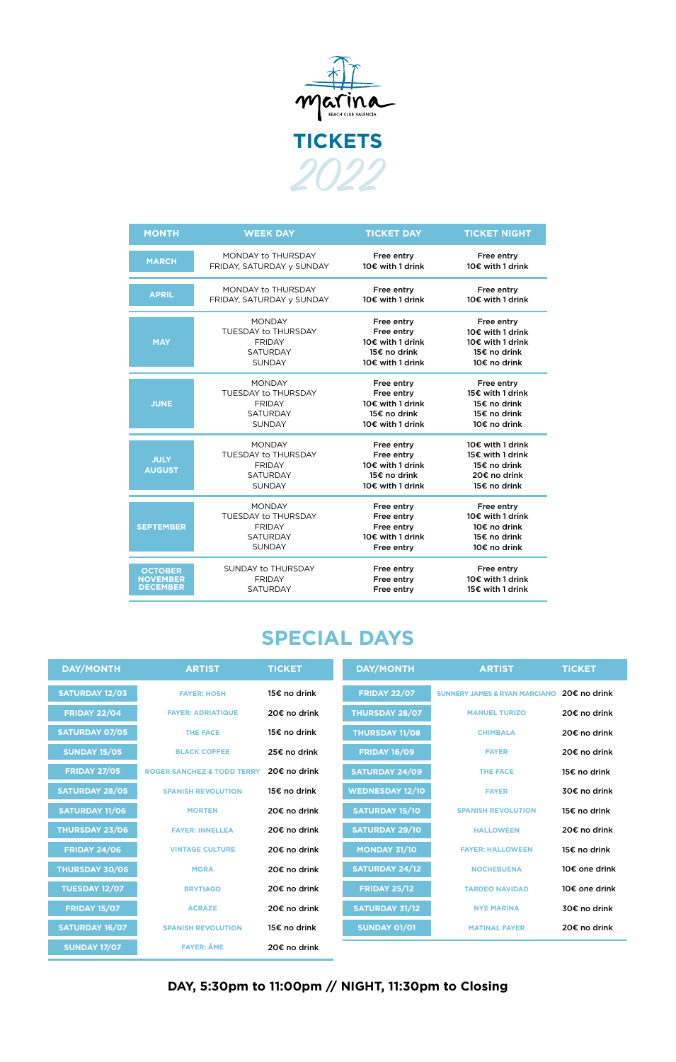# marina

BEACH CLUB VALENCIA

# TICKETS

## 2022

| MONTH | WEEK DAY | TICKET DAY | TICKET NIGHT |
|---|---|---|---|
| MARCH | MONDAY to THURSDAY<br>FRIDAY, SATURDAY y SUNDAY | Free entry<br>10€ with 1 drink | Free entry<br>10€ with 1 drink |
| APRIL | MONDAY to THURSDAY<br>FRIDAY, SATURDAY y SUNDAY | Free entry<br>10€ with 1 drink | Free entry<br>10€ with 1 drink |
| MAY | MONDAY<br>TUESDAY to THURSDAY<br>FRIDAY<br>SATURDAY<br>SUNDAY | Free entry<br>Free entry<br>10€ with 1 drink<br>15€ no drink<br>10€ with 1 drink | Free entry<br>10€ with 1 drink<br>10€ with 1 drink<br>15€ no drink<br>10€ no drink |
| JUNE | MONDAY<br>TUESDAY to THURSDAY<br>FRIDAY<br>SATURDAY<br>SUNDAY | Free entry<br>Free entry<br>10€ with 1 drink<br>15€ no drink<br>10€ with 1 drink | Free entry<br>15€ with 1 drink<br>15€ no drink<br>15€ no drink<br>10€ no drink |
| JULY<br>AUGUST | MONDAY<br>TUESDAY to THURSDAY<br>FRIDAY<br>SATURDAY<br>SUNDAY | Free entry<br>Free entry<br>10€ with 1 drink<br>15€ no drink<br>10€ with 1 drink | 10€ with 1 drink<br>15€ with 1 drink<br>15€ no drink<br>20€ no drink<br>15€ no drink |
| SEPTEMBER | MONDAY<br>TUESDAY to THURSDAY<br>FRIDAY<br>SATURDAY<br>SUNDAY | Free entry<br>Free entry<br>Free entry<br>10€ with 1 drink<br>Free entry | Free entry<br>10€ with 1 drink<br>10€ no drink<br>15€ no drink<br>10€ no drink |
| OCTOBER<br>NOVEMBER<br>DECEMBER | SUNDAY to THURSDAY<br>FRIDAY<br>SATURDAY | Free entry<br>Free entry<br>Free entry | Free entry<br>10€ with 1 drink<br>15€ with 1 drink |

## SPECIAL DAYS

| DAY/MONTH | ARTIST | TICKET |
|---|---|---|
| SATURDAY 12/03 | FAYER: HOSH | 15€ no drink |
| FRIDAY 22/04 | FAYER: ADRIATIQUE | 20€ no drink |
| SATURDAY 07/05 | THE FACE | 15€ no drink |
| SUNDAY 15/05 | BLACK COFFEE | 25€ no drink |
| FRIDAY 27/05 | ROGER SANCHEZ & TODD TERRY | 20€ no drink |
| SATURDAY 28/05 | SPANISH REVOLUTION | 15€ no drink |
| SATURDAY 11/06 | MORTEN | 20€ no drink |
| THURSDAY 23/06 | FAYER: INNELLEA | 20€ no drink |
| FRIDAY 24/06 | VINTAGE CULTURE | 20€ no drink |
| THURSDAY 30/06 | MORA | 20€ no drink |
| TUESDAY 12/07 | BRYTIAGO | 20€ no drink |
| FRIDAY 15/07 | ACRAZE | 20€ no drink |
| SATURDAY 16/07 | SPANISH REVOLUTION | 15€ no drink |
| SUNDAY 17/07 | FAYER: ÂME | 20€ no drink |

| DAY/MONTH | ARTIST | TICKET |
|---|---|---|
| FRIDAY 22/07 | SUNNERY JAMES & RYAN MARCIANO | 20€ no drink |
| THURSDAY 28/07 | MANUEL TURIZO | 20€ no drink |
| THURSDAY 11/08 | CHIMBALA | 20€ no drink |
| FRIDAY 16/09 | FAYER | 20€ no drink |
| SATURDAY 24/09 | THE FACE | 15€ no drink |
| WEDNESDAY 12/10 | FAYER | 30€ no drink |
| SATURDAY 15/10 | SPANISH REVOLUTION | 15€ no drink |
| SATURDAY 29/10 | HALLOWEEN | 20€ no drink |
| MONDAY 31/10 | FAYER: HALLOWEEN | 15€ no drink |
| SATURDAY 24/12 | NOCHEBUENA | 10€ one drink |
| FRIDAY 25/12 | TARDEO NAVIDAD | 10€ one drink |
| SATURDAY 31/12 | NYE MARINA | 30€ no drink |
| SUNDAY 01/01 | MATINAL FAYER | 20€ no drink |

**DAY, 5:30pm to 11:00pm // NIGHT, 11:30pm to Closing**